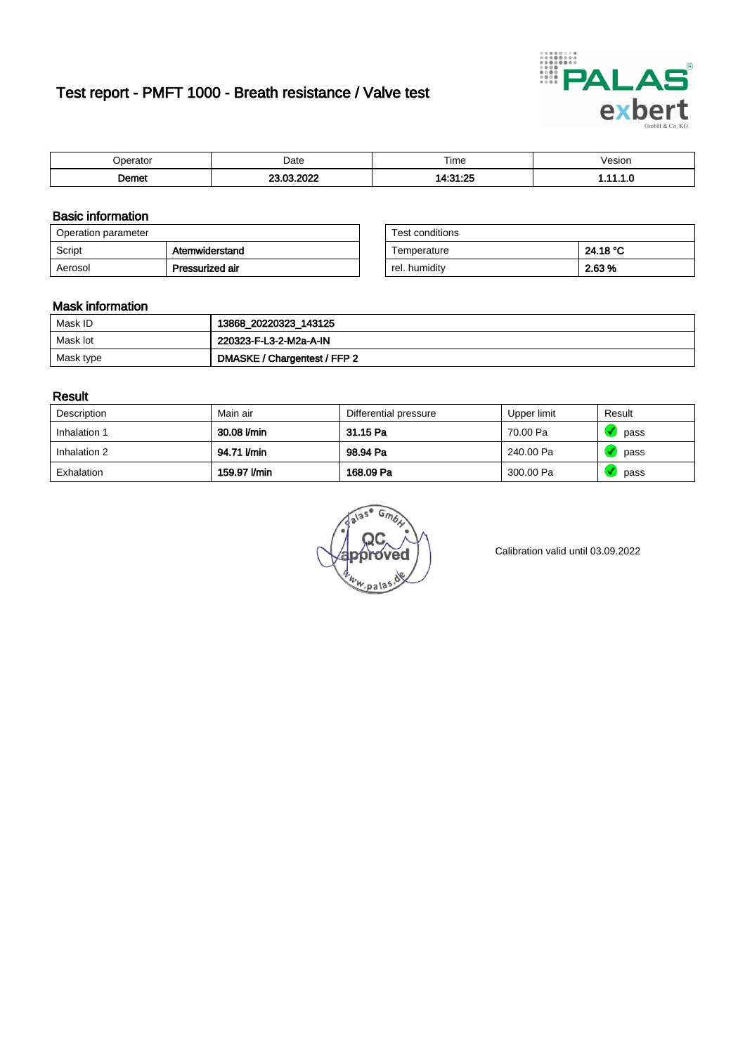# Test report - PMFT 1000 - Breath resistance / Valve test

| Operator | Date | Time | Vesion |
|---|---|---|---|
| **Demet** | **23.03.2022** | **14:31:25** | **1.11.1.0** |

## Basic information

| Operation parameter | |
|---|---|
| Script | **Atemwiderstand** |
| Aerosol | **Pressurized air** |

| Test conditions | |
|---|---|
| Temperature | **24.18 °C** |
| rel. humidity | **2.63 %** |

## Mask information

| | |
|---|---|
| Mask ID | **13868_20220323_143125** |
| Mask lot | **220323-F-L3-2-M2a-A-IN** |
| Mask type | **DMASKE / Chargentest / FFP 2** |

## Result

| Description | Main air | Differential pressure | Upper limit | Result |
|---|---|---|---|---|
| Inhalation 1 | **30.08 l/min** | **31.15 Pa** | 70.00 Pa | pass |
| Inhalation 2 | **94.71 l/min** | **98.94 Pa** | 240.00 Pa | pass |
| Exhalation | **159.97 l/min** | **168.09 Pa** | 300.00 Pa | pass |

Calibration valid until 03.09.2022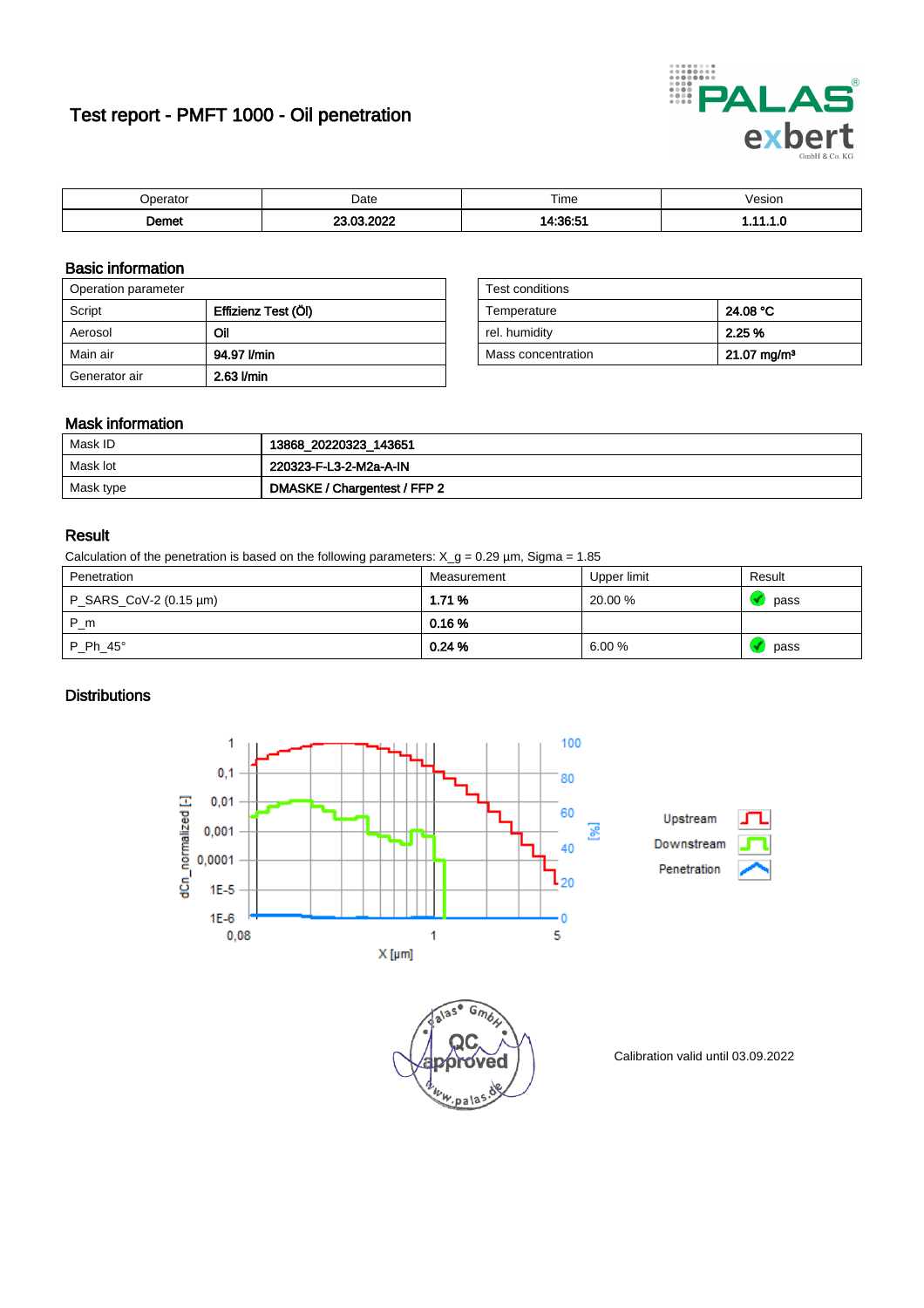# Test report - PMFT 1000 - Oil penetration

PALAS exbert GmbH & Co. KG

| Operator | Date | Time | Vesion |
|---|---|---|---|
| **Demet** | **23.03.2022** | **14:36:51** | **1.11.1.0** |

## Basic information

| Operation parameter | |
|---|---|
| Script | **Effizienz Test (Öl)** |
| Aerosol | **Oil** |
| Main air | **94.97 l/min** |
| Generator air | **2.63 l/min** |

| Test conditions | |
|---|---|
| Temperature | **24.08 °C** |
| rel. humidity | **2.25 %** |
| Mass concentration | **21.07 mg/m³** |

## Mask information

| | |
|---|---|
| Mask ID | **13868_20220323_143651** |
| Mask lot | **220323-F-L3-2-M2a-A-IN** |
| Mask type | **DMASKE / Chargentest / FFP 2** |

## Result

Calculation of the penetration is based on the following parameters: X_g = 0.29 µm, Sigma = 1.85

| Penetration | Measurement | Upper limit | Result |
|---|---|---|---|
| P_SARS_CoV-2 (0.15 µm) | **1.71 %** | 20.00 % | pass |
| P_m | **0.16 %** | | |
| P_Ph_45° | **0.24 %** | 6.00 % | pass |

## Distributions

dCn_normalized [-]
1
0,1
0,01
0,001
0,0001
1E-5
1E-6
0,08
1
5
X [µm]
[%]
100
80
60
40
20
0
Upstream
Downstream
Penetration

Palas® GmbH
QC approved
www.palas.de

Calibration valid until 03.09.2022